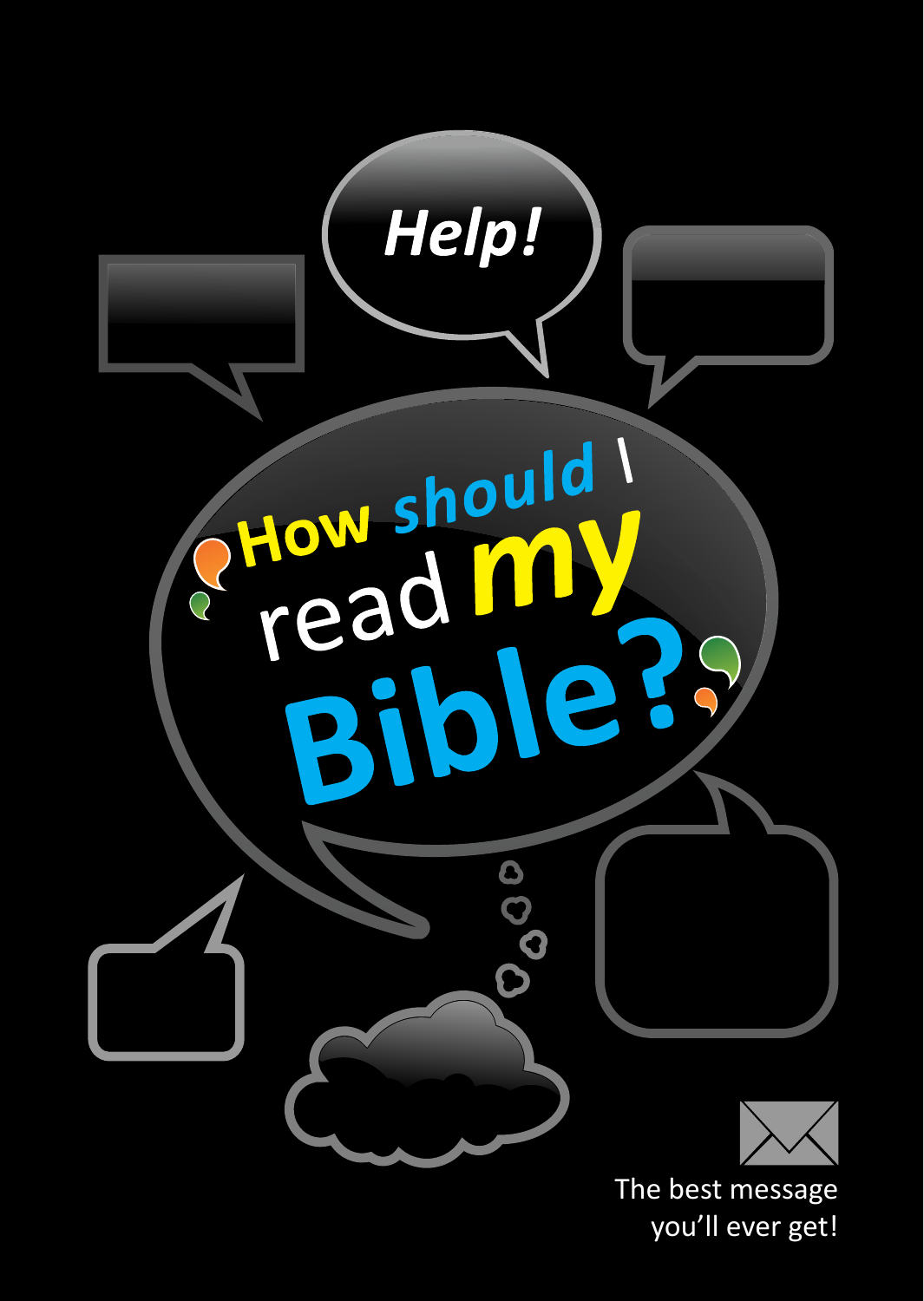Help!

# How should I read my Bible?

The best message you'll ever get!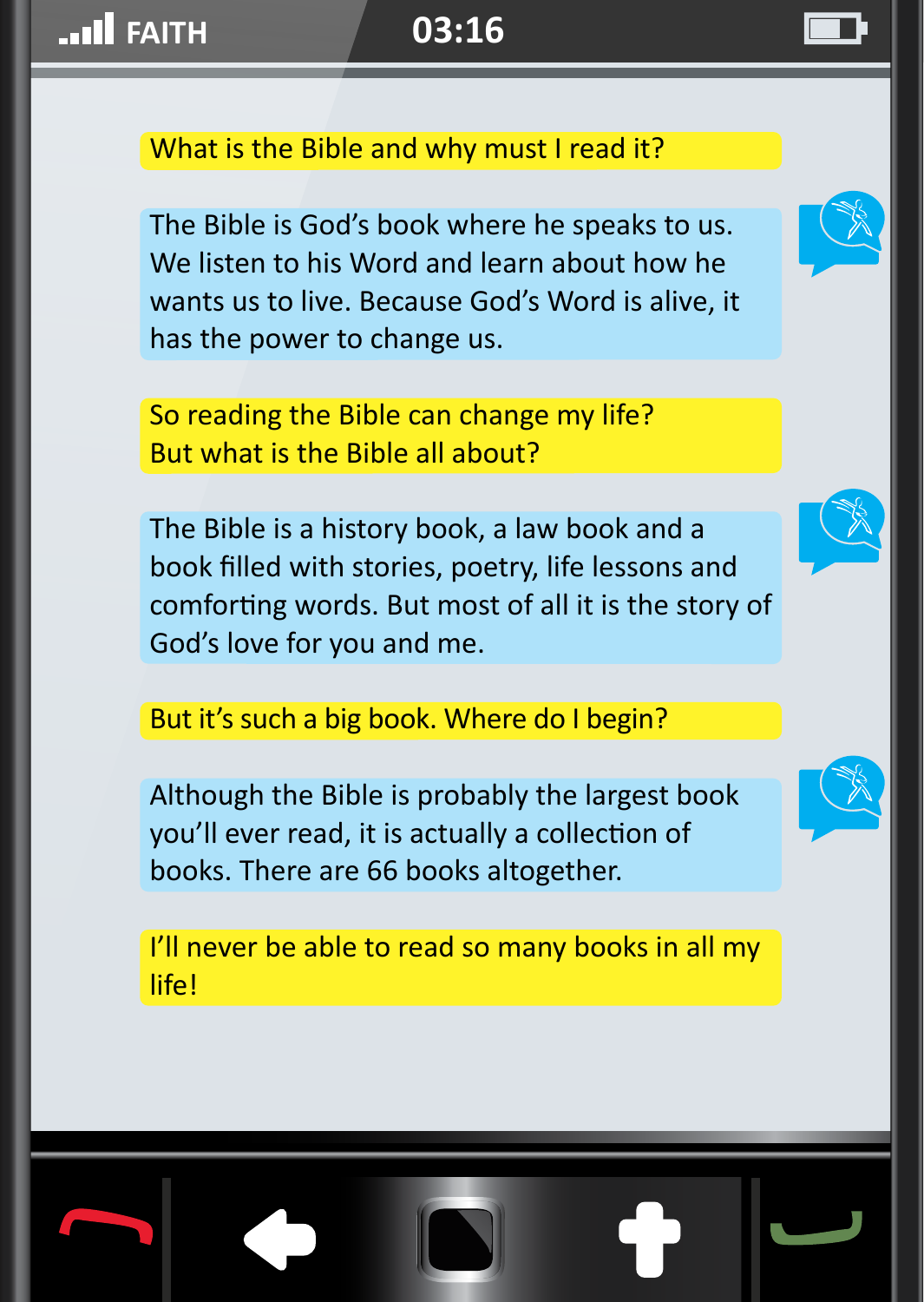What is the Bible and why must I read it?

The Bible is God's book where he speaks to us. We listen to his Word and learn about how he wants us to live. Because God's Word is alive, it has the power to change us.

So reading the Bible can change my life? But what is the Bible all about?

The Bible is a history book, a law book and a book filled with stories, poetry, life lessons and comforting words. But most of all it is the story of God's love for you and me.

But it's such a big book. Where do I begin?

Although the Bible is probably the largest book you'll ever read, it is actually a collection of books. There are 66 books altogether.

I'll never be able to read so many books in all my life!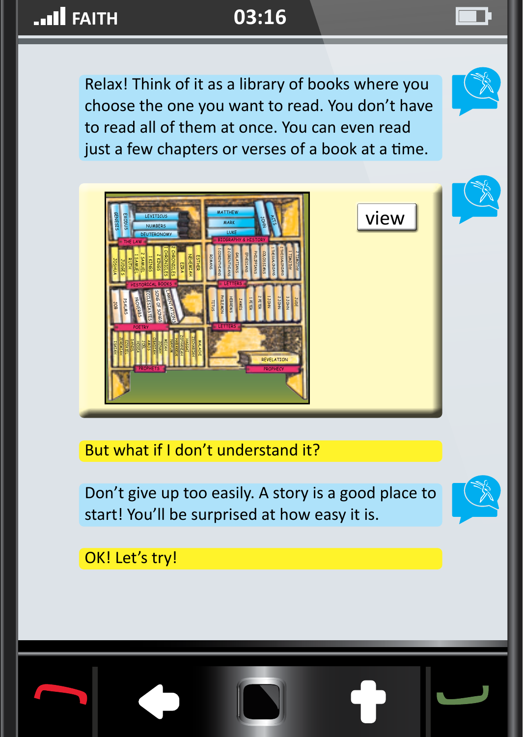FAITH 03:16

Relax! Think of it as a library of books where you choose the one you want to read. You don't have to read all of them at once. You can even read just a few chapters or verses of a book at a time.

view

But what if I don't understand it?

Don't give up too easily. A story is a good place to start! You'll be surprised at how easy it is.

OK! Let's try!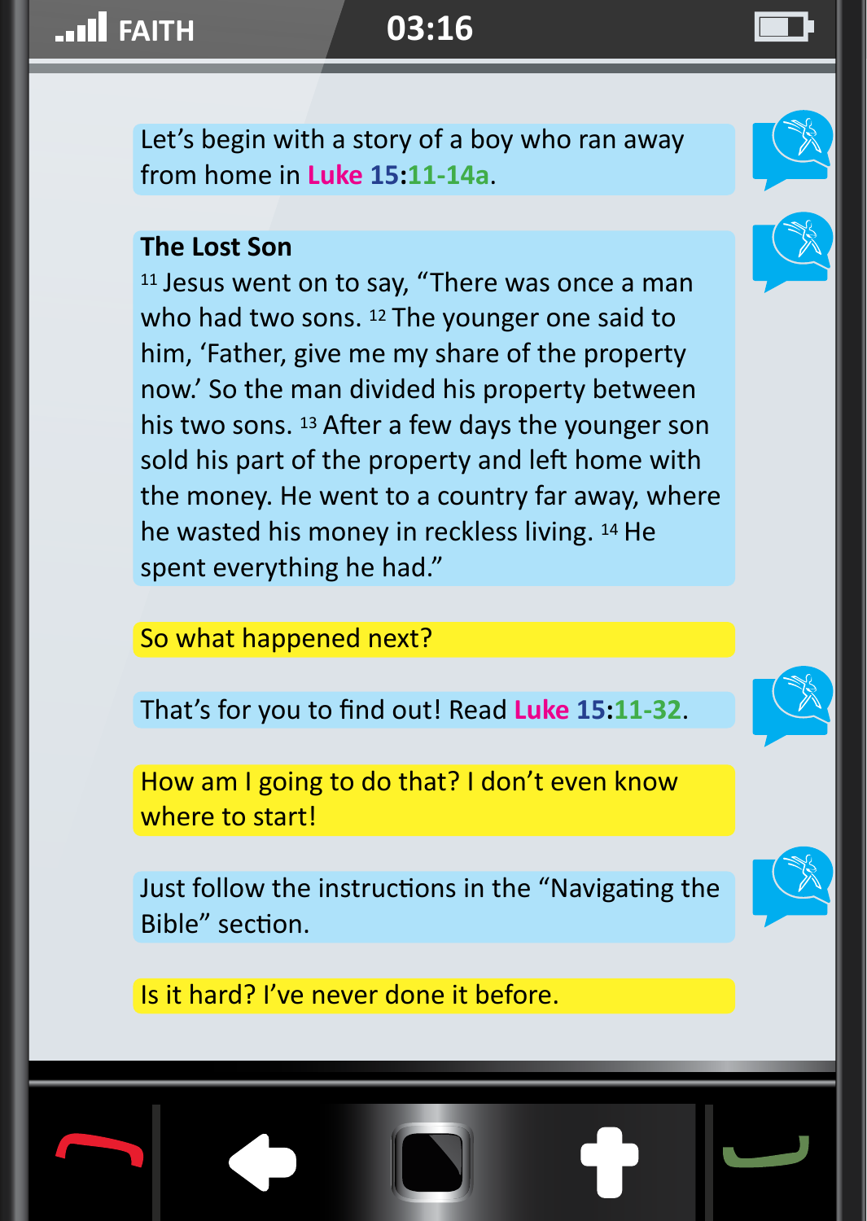Let's begin with a story of a boy who ran away from home in Luke 15:11-14a.

**The Lost Son**

[11] Jesus went on to say, "There was once a man who had two sons. [12] The younger one said to him, 'Father, give me my share of the property now.' So the man divided his property between his two sons. [13] After a few days the younger son sold his part of the property and left home with the money. He went to a country far away, where he wasted his money in reckless living. [14] He spent everything he had."

So what happened next?

That's for you to find out! Read Luke 15:11-32.

How am I going to do that? I don't even know where to start!

Just follow the instructions in the "Navigating the Bible" section.

Is it hard? I've never done it before.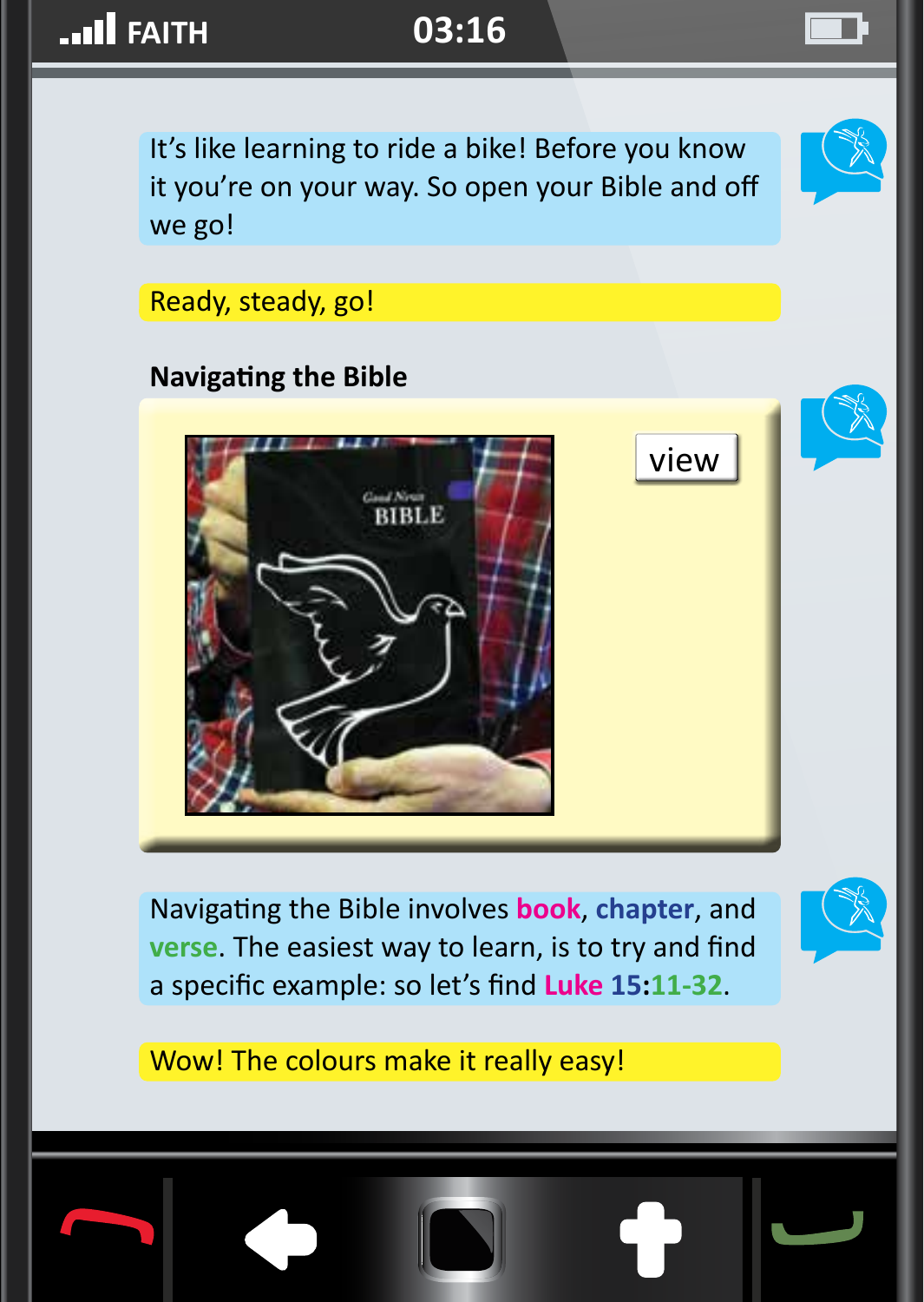It's like learning to ride a bike! Before you know it you're on your way. So open your Bible and off we go!

Ready, steady, go!

**Navigating the Bible**

view

Navigating the Bible involves **book**, **chapter**, and **verse**. The easiest way to learn, is to try and find a specific example: so let's find **Luke 15:11-32**.

Wow! The colours make it really easy!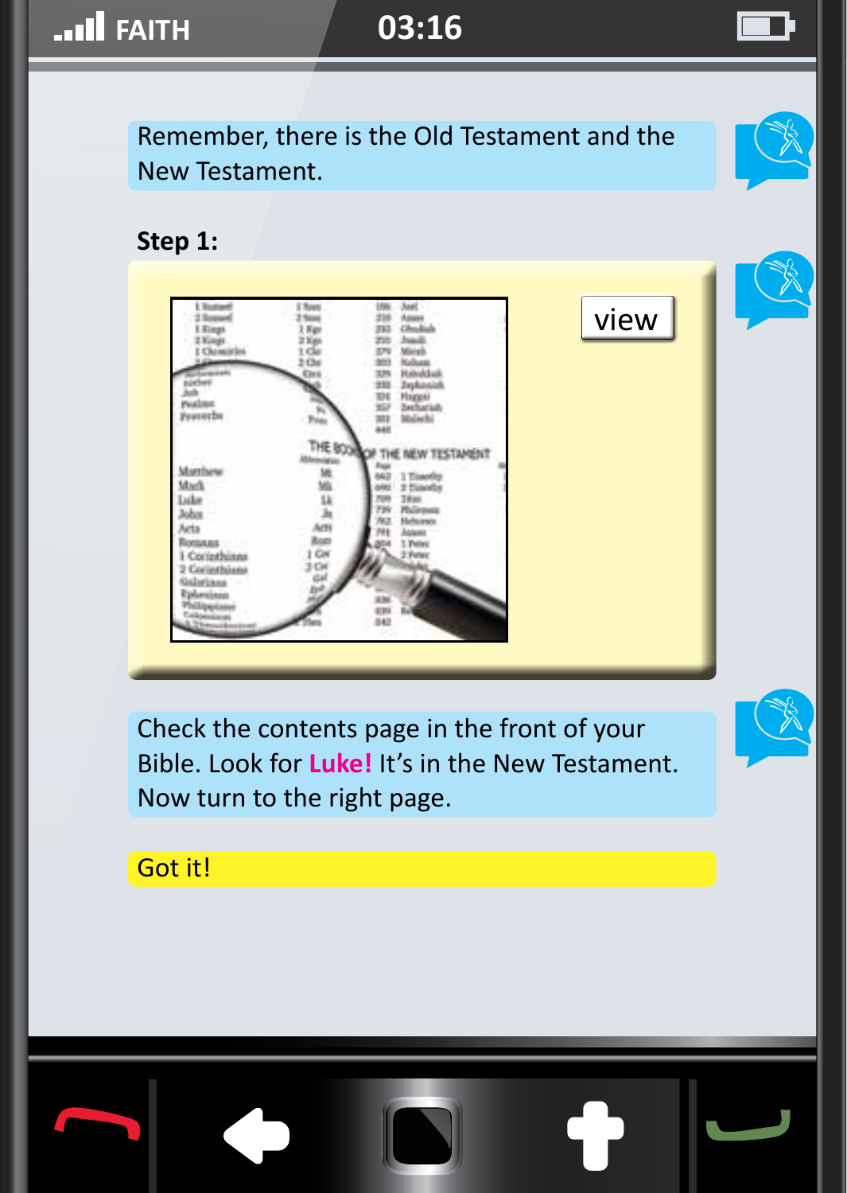Remember, there is the Old Testament and the New Testament.

**Step 1:**

view

Check the contents page in the front of your Bible. Look for **Luke!** It's in the New Testament. Now turn to the right page.

Got it!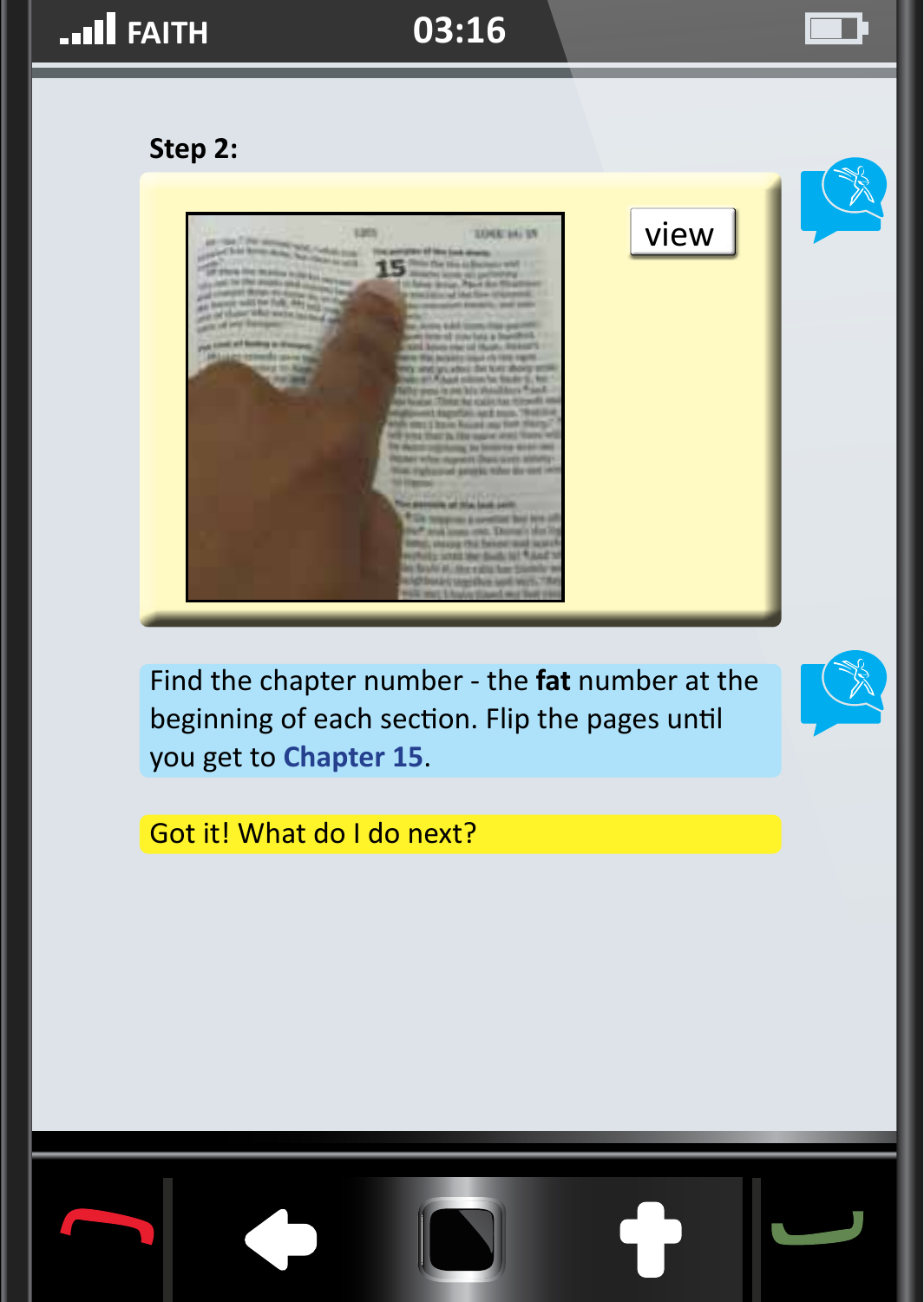**Step 2:**

view

Find the chapter number - the **fat** number at the beginning of each section. Flip the pages until you get to **Chapter 15**.

Got it! What do I do next?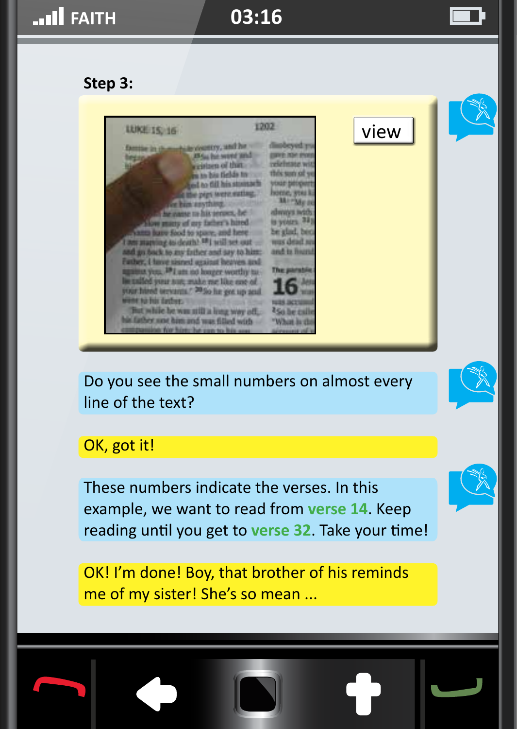**Step 3:**

view

Do you see the small numbers on almost every line of the text?

OK, got it!

These numbers indicate the verses. In this example, we want to read from **verse 14**. Keep reading until you get to **verse 32**. Take your time!

OK! I'm done! Boy, that brother of his reminds me of my sister! She's so mean ...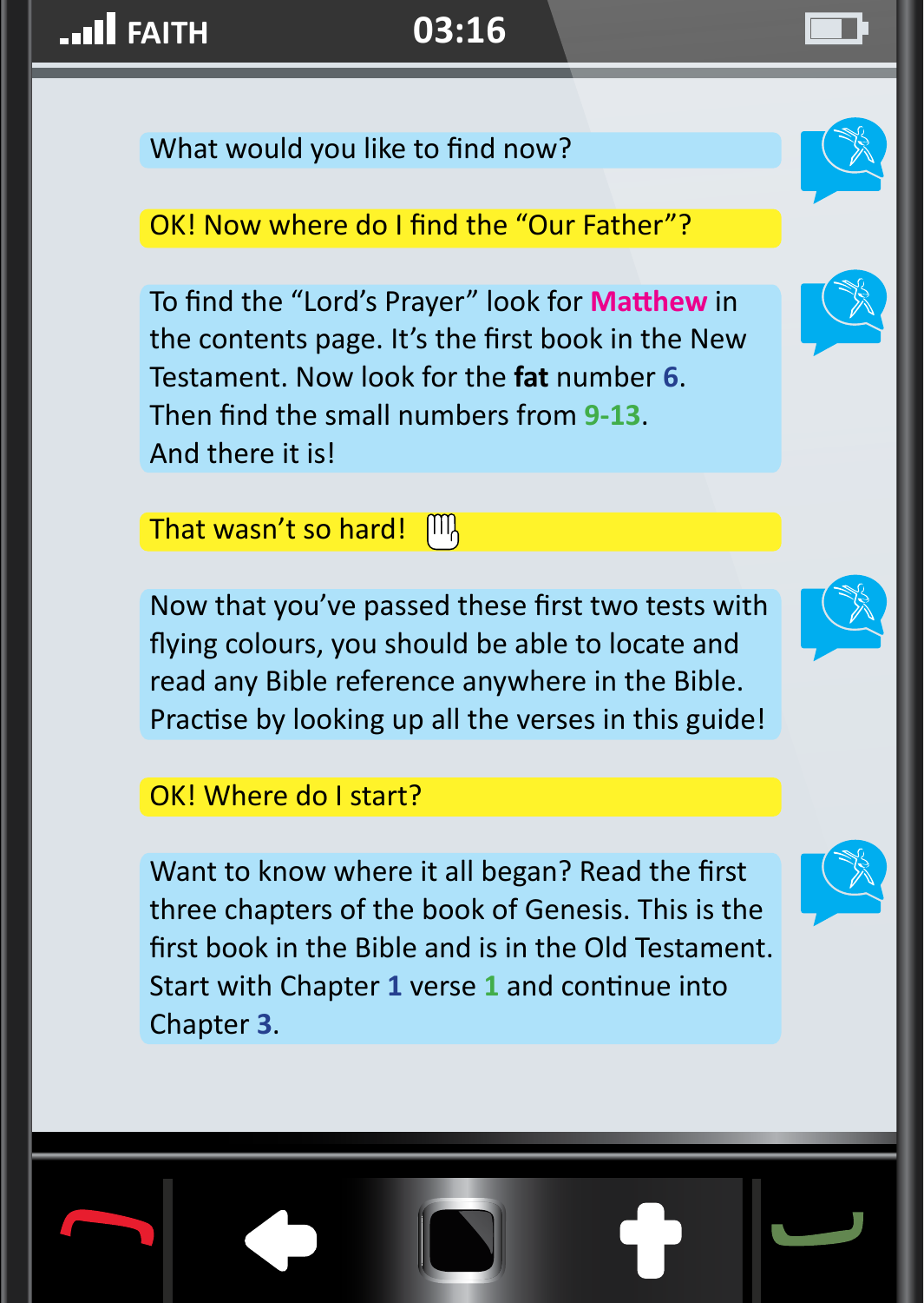What would you like to find now?

OK! Now where do I find the “Our Father”?

To find the “Lord’s Prayer” look for **Matthew** in the contents page. It’s the first book in the New Testament. Now look for the **fat** number **6**. Then find the small numbers from **9-13**. And there it is!

That wasn’t so hard!

Now that you’ve passed these first two tests with flying colours, you should be able to locate and read any Bible reference anywhere in the Bible. Practise by looking up all the verses in this guide!

OK! Where do I start?

Want to know where it all began? Read the first three chapters of the book of Genesis. This is the first book in the Bible and is in the Old Testament. Start with Chapter **1** verse **1** and continue into Chapter **3**.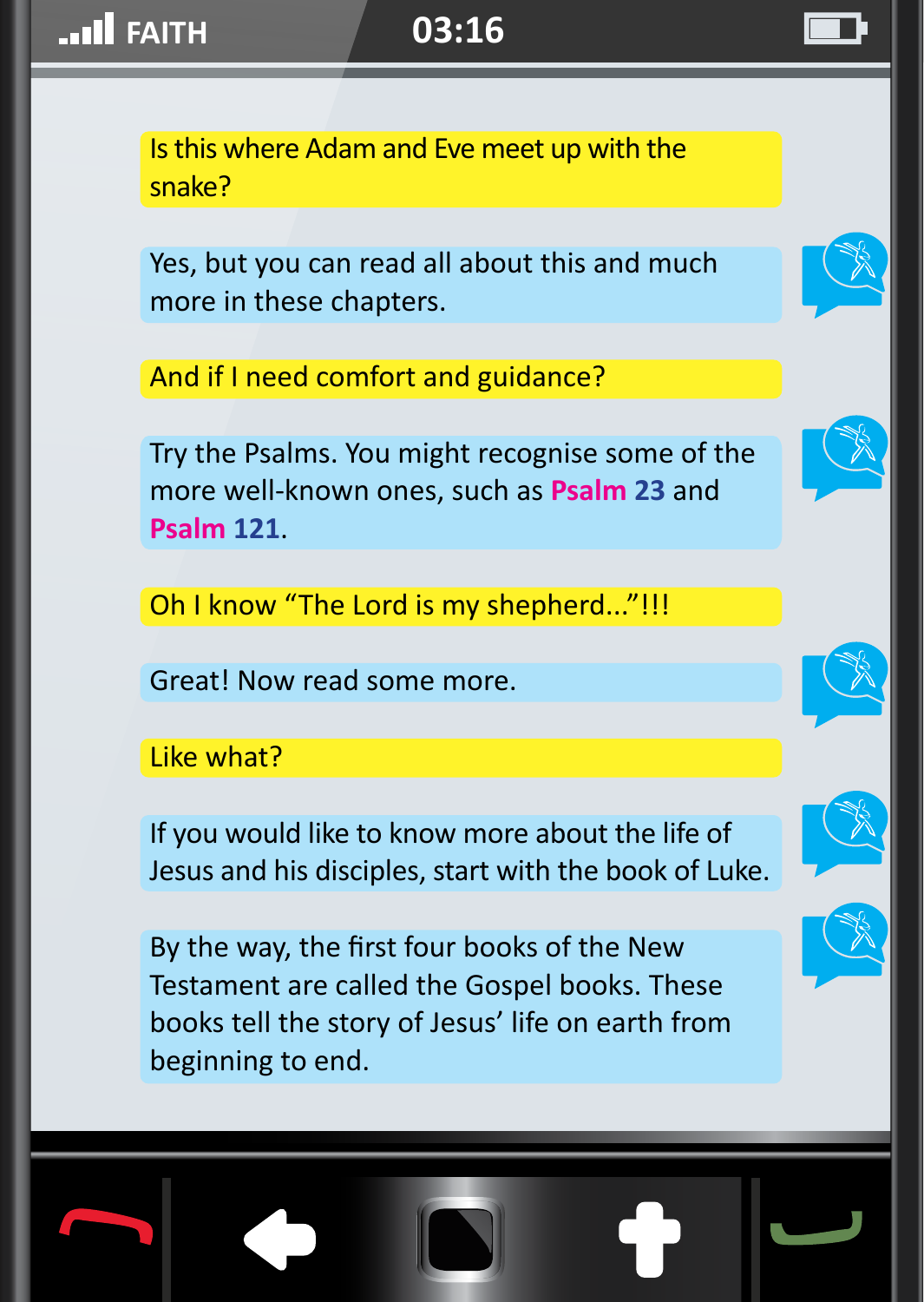Is this where Adam and Eve meet up with the snake?

Yes, but you can read all about this and much more in these chapters.

And if I need comfort and guidance?

Try the Psalms. You might recognise some of the more well-known ones, such as **Psalm 23** and **Psalm 121**.

Oh I know “The Lord is my shepherd...”!!!

Great! Now read some more.

Like what?

If you would like to know more about the life of Jesus and his disciples, start with the book of Luke.

By the way, the first four books of the New Testament are called the Gospel books. These books tell the story of Jesus’ life on earth from beginning to end.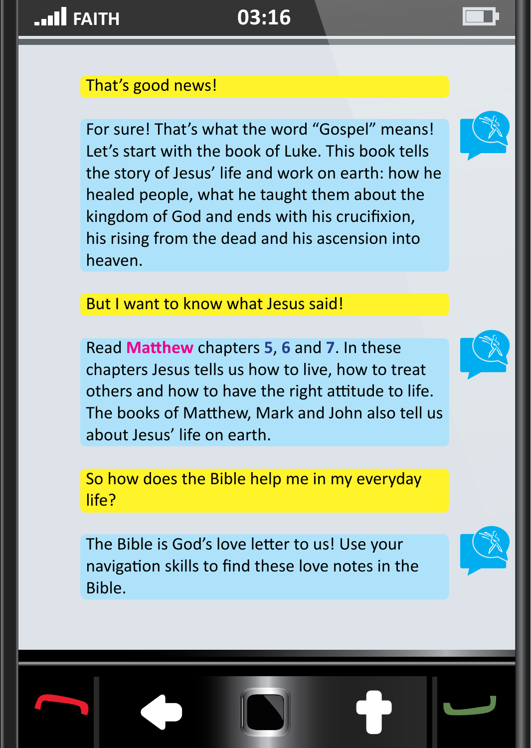That's good news!

For sure! That's what the word "Gospel" means! Let's start with the book of Luke. This book tells the story of Jesus' life and work on earth: how he healed people, what he taught them about the kingdom of God and ends with his crucifixion, his rising from the dead and his ascension into heaven.

But I want to know what Jesus said!

Read **Matthew** chapters **5**, **6** and **7**. In these chapters Jesus tells us how to live, how to treat others and how to have the right attitude to life. The books of Matthew, Mark and John also tell us about Jesus' life on earth.

So how does the Bible help me in my everyday life?

The Bible is God's love letter to us! Use your navigation skills to find these love notes in the Bible.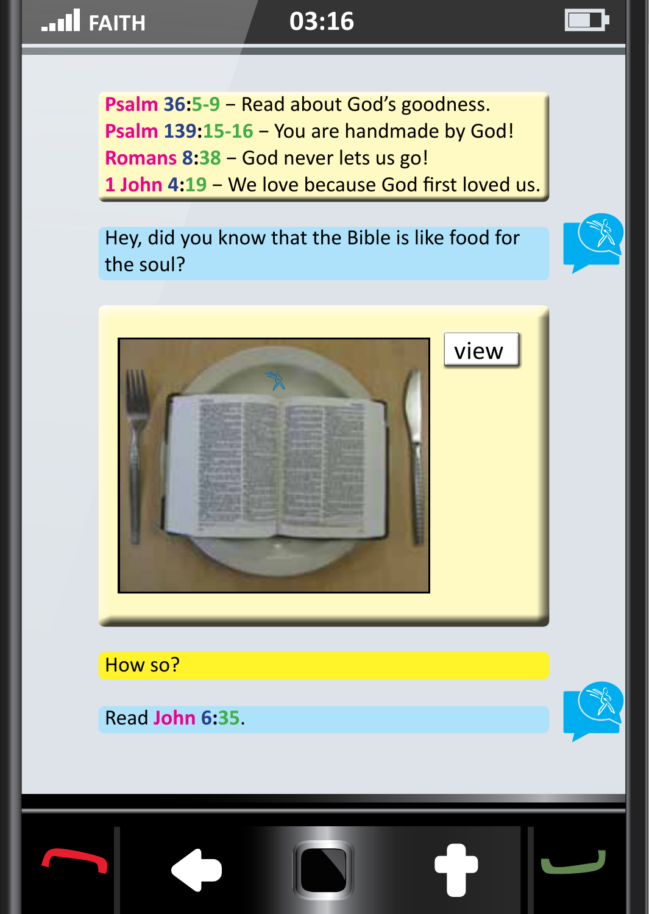Psalm 36:5-9 – Read about God's goodness.
Psalm 139:15-16 – You are handmade by God!
Romans 8:38 – God never lets us go!
1 John 4:19 – We love because God first loved us.

Hey, did you know that the Bible is like food for the soul?

view

How so?

Read John 6:35.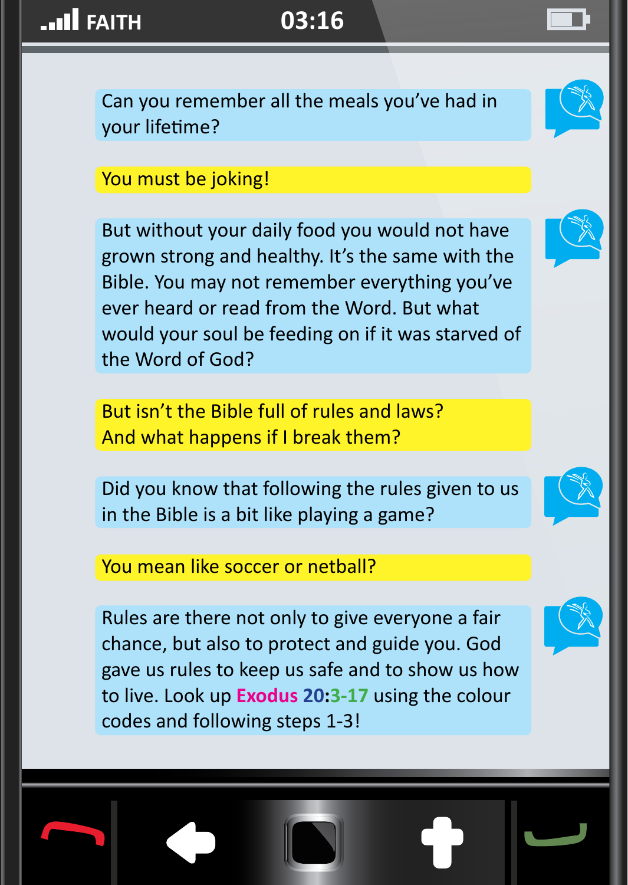Can you remember all the meals you've had in your lifetime?

You must be joking!

But without your daily food you would not have grown strong and healthy. It's the same with the Bible. You may not remember everything you've ever heard or read from the Word. But what would your soul be feeding on if it was starved of the Word of God?

But isn't the Bible full of rules and laws? And what happens if I break them?

Did you know that following the rules given to us in the Bible is a bit like playing a game?

You mean like soccer or netball?

Rules are there not only to give everyone a fair chance, but also to protect and guide you. God gave us rules to keep us safe and to show us how to live. Look up **Exodus 20:3-17** using the colour codes and following steps 1-3!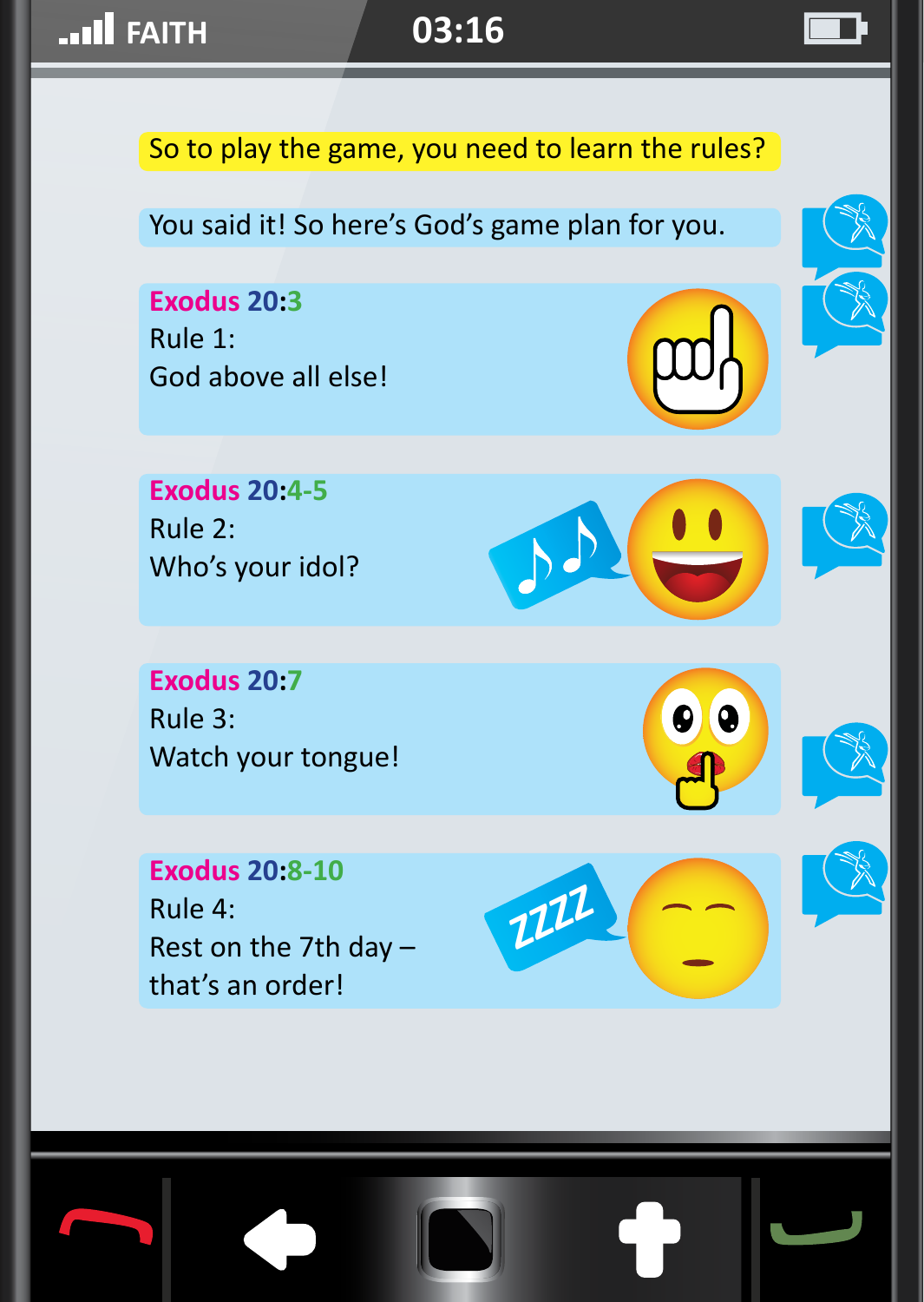So to play the game, you need to learn the rules?

You said it! So here's God's game plan for you.

**Exodus 20:3**
Rule 1:
God above all else!

**Exodus 20:4-5**
Rule 2:
Who's your idol?

**Exodus 20:7**
Rule 3:
Watch your tongue!

**Exodus 20:8-10**
Rule 4:
Rest on the 7th day – that's an order!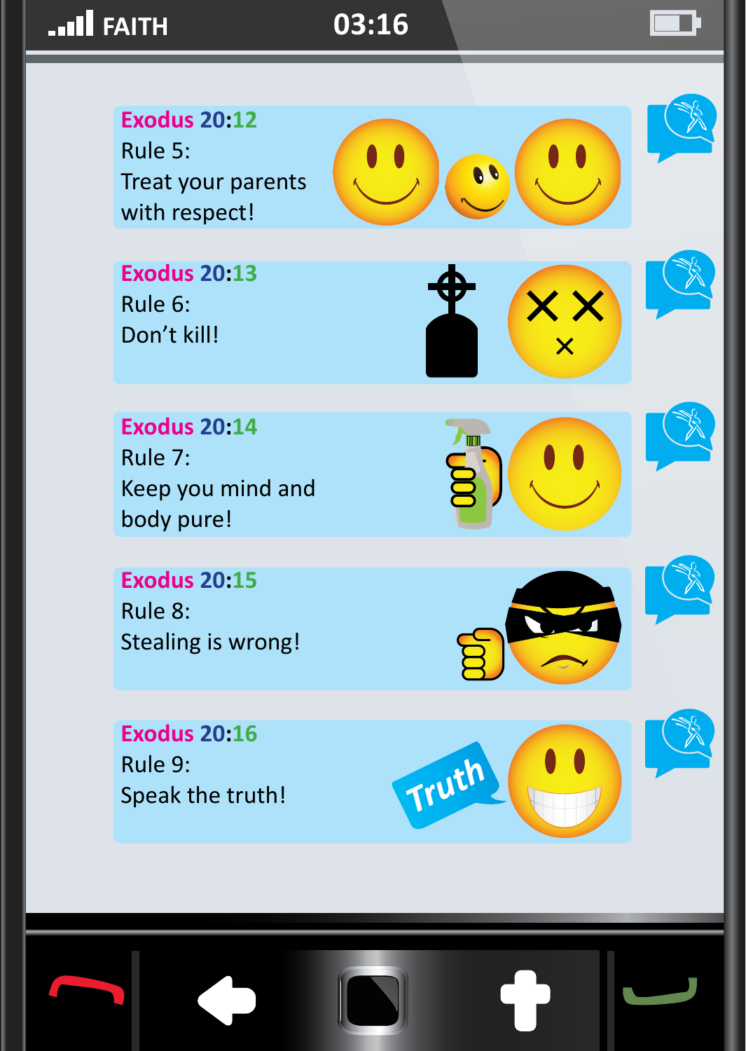**Exodus 20:12**
Rule 5:
Treat your parents with respect!

**Exodus 20:13**
Rule 6:
Don't kill!

**Exodus 20:14**
Rule 7:
Keep you mind and body pure!

**Exodus 20:15**
Rule 8:
Stealing is wrong!

**Exodus 20:16**
Rule 9:
Speak the truth!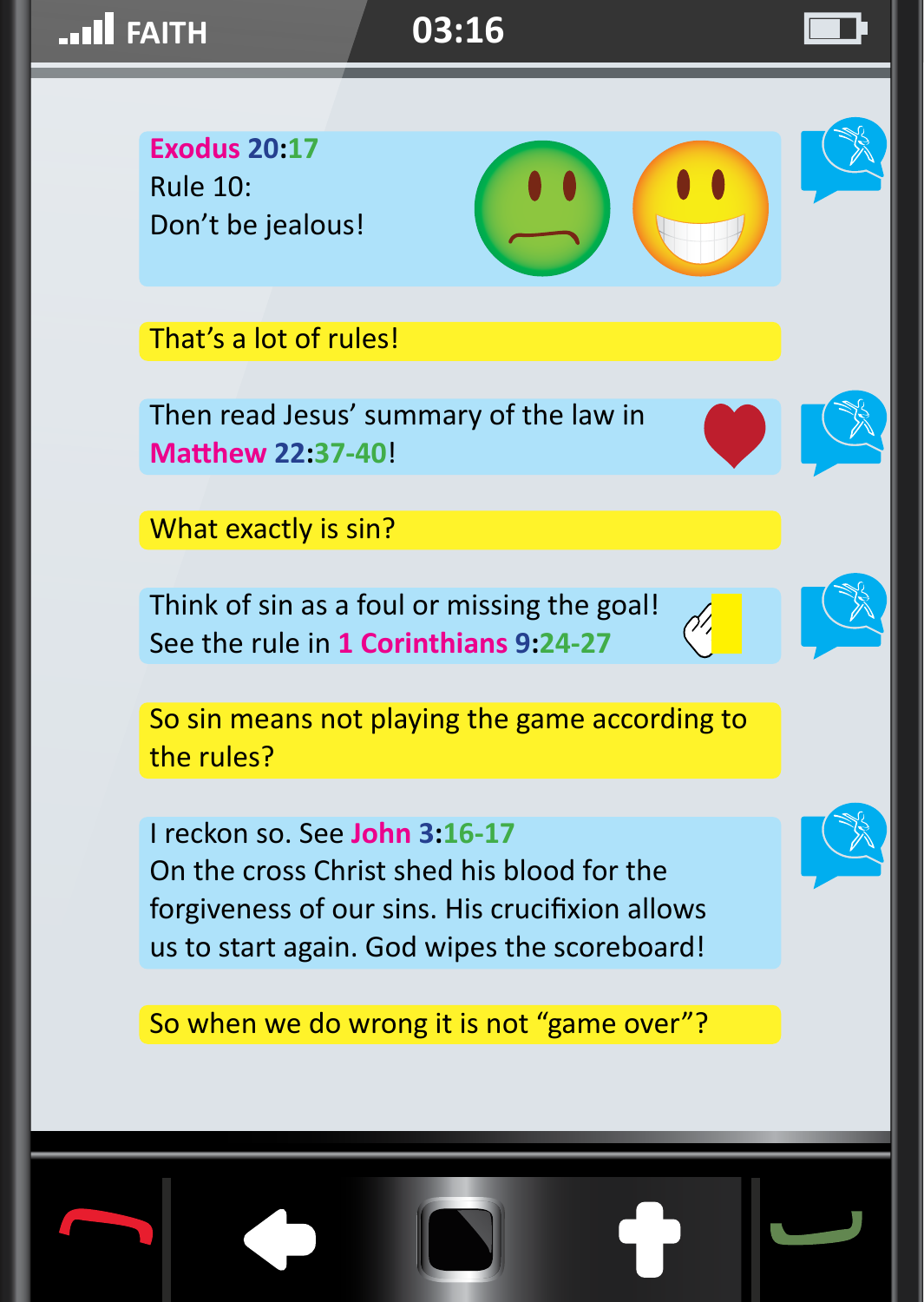Exodus 20:17
Rule 10:
Don't be jealous!

That's a lot of rules!

Then read Jesus' summary of the law in Matthew 22:37-40!

What exactly is sin?

Think of sin as a foul or missing the goal!
See the rule in 1 Corinthians 9:24-27

So sin means not playing the game according to the rules?

I reckon so. See John 3:16-17
On the cross Christ shed his blood for the forgiveness of our sins. His crucifixion allows us to start again. God wipes the scoreboard!

So when we do wrong it is not "game over"?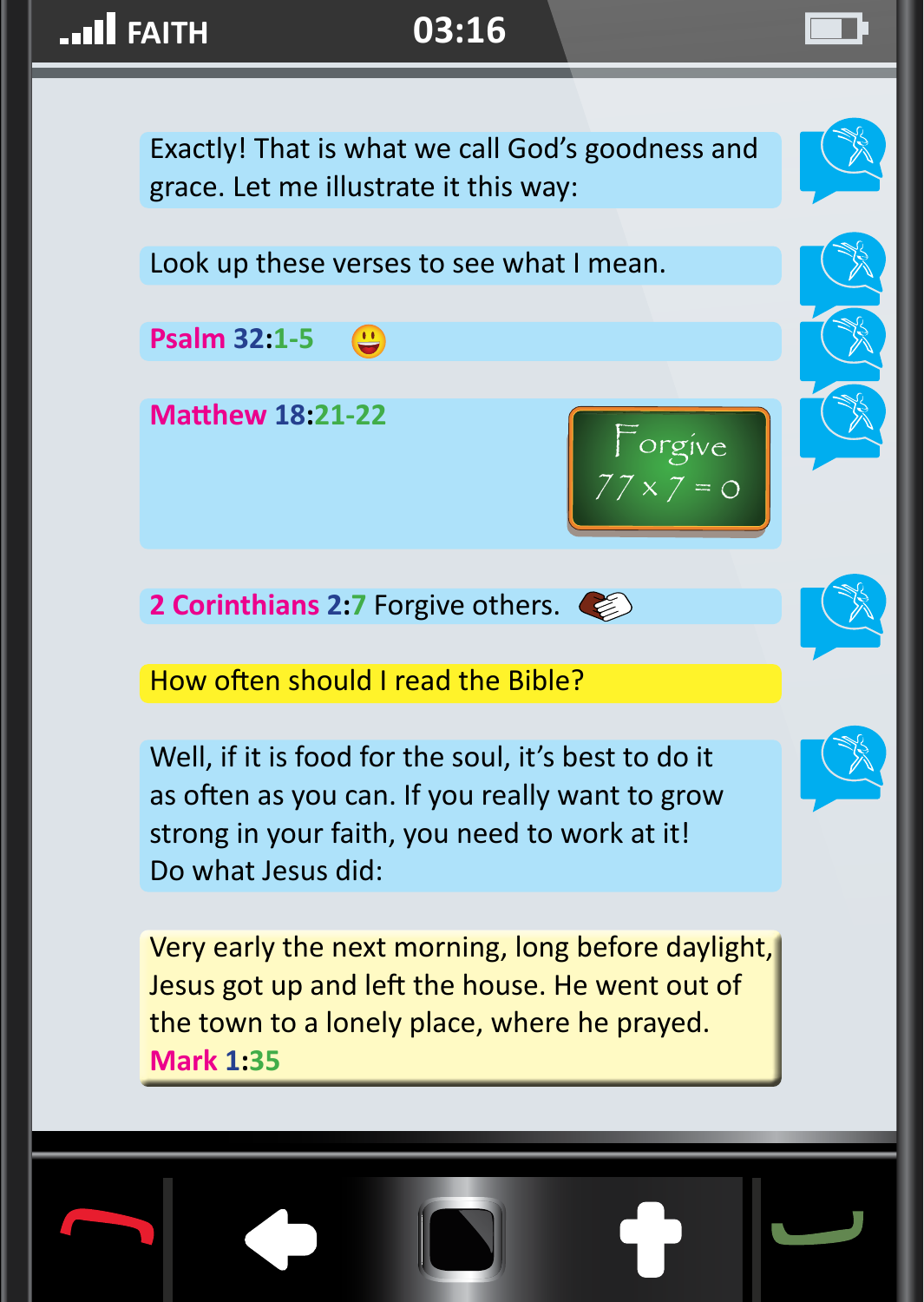Exactly! That is what we call God's goodness and grace. Let me illustrate it this way:

Look up these verses to see what I mean.

**Psalm 32:1-5**

**Matthew 18:21-22**

Forgive

$77 \times 7 = 0$

**2 Corinthians 2:7** Forgive others.

How often should I read the Bible?

Well, if it is food for the soul, it's best to do it as often as you can. If you really want to grow strong in your faith, you need to work at it! Do what Jesus did:

Very early the next morning, long before daylight, Jesus got up and left the house. He went out of the town to a lonely place, where he prayed.
**Mark 1:35**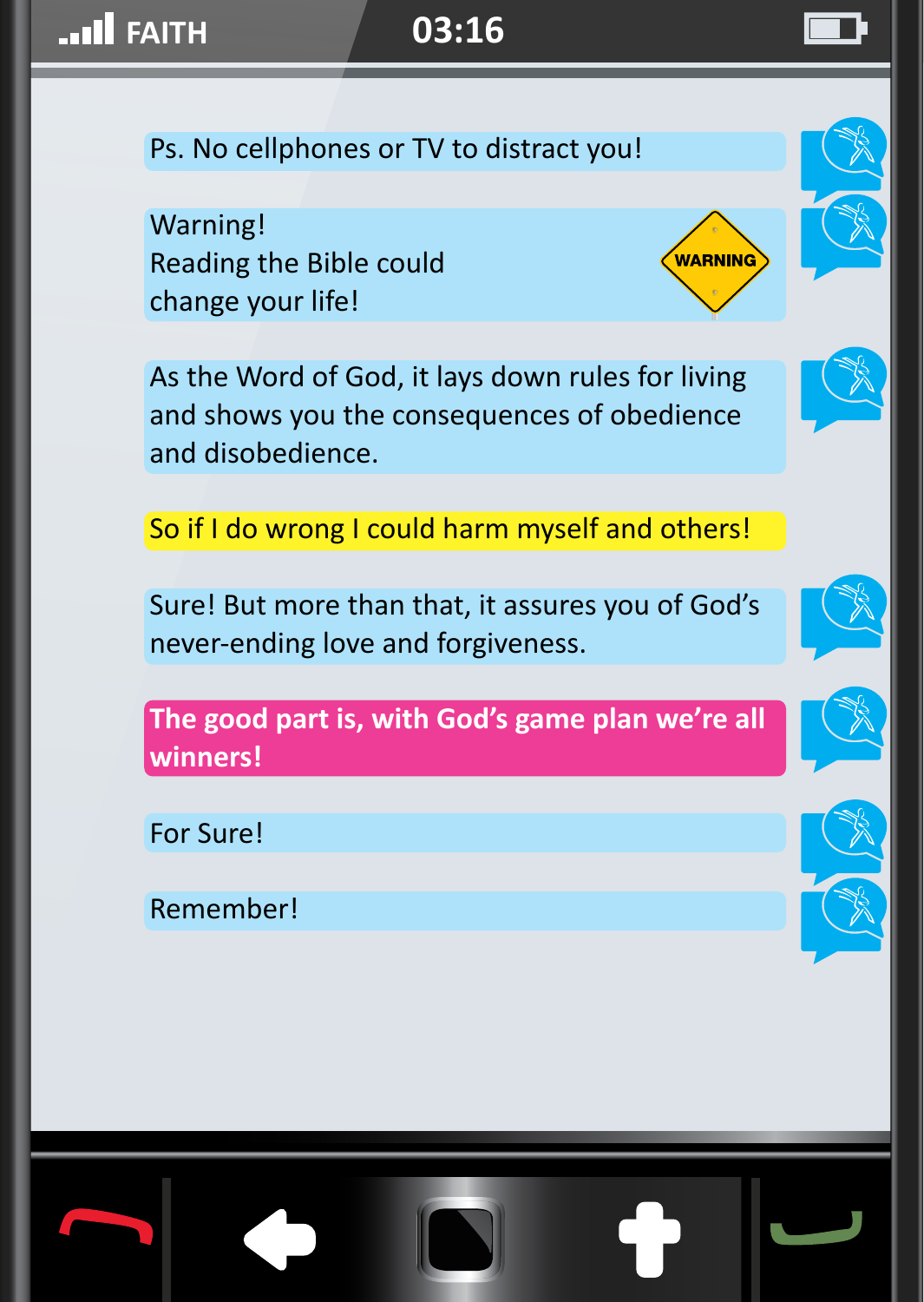Ps. No cellphones or TV to distract you!

Warning!
Reading the Bible could change your life!

WARNING

As the Word of God, it lays down rules for living and shows you the consequences of obedience and disobedience.

So if I do wrong I could harm myself and others!

Sure! But more than that, it assures you of God's never-ending love and forgiveness.

**The good part is, with God's game plan we're all winners!**

For Sure!

Remember!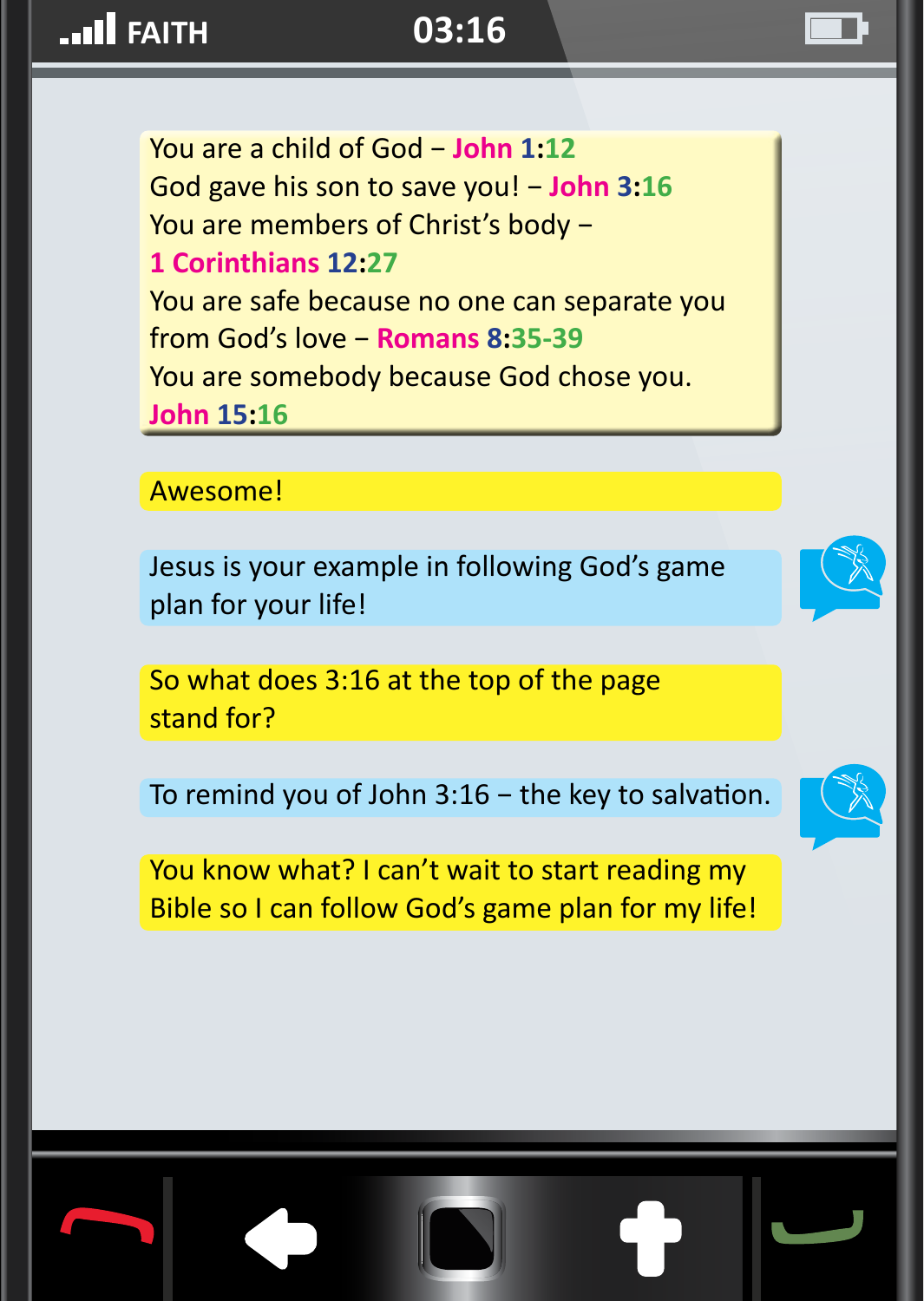FAITH 03:16

You are a child of God – John 1:12
God gave his son to save you! – John 3:16
You are members of Christ's body – 1 Corinthians 12:27
You are safe because no one can separate you from God's love – Romans 8:35-39
You are somebody because God chose you. John 15:16

Awesome!

Jesus is your example in following God's game plan for your life!

So what does 3:16 at the top of the page stand for?

To remind you of John 3:16 – the key to salvation.

You know what? I can't wait to start reading my Bible so I can follow God's game plan for my life!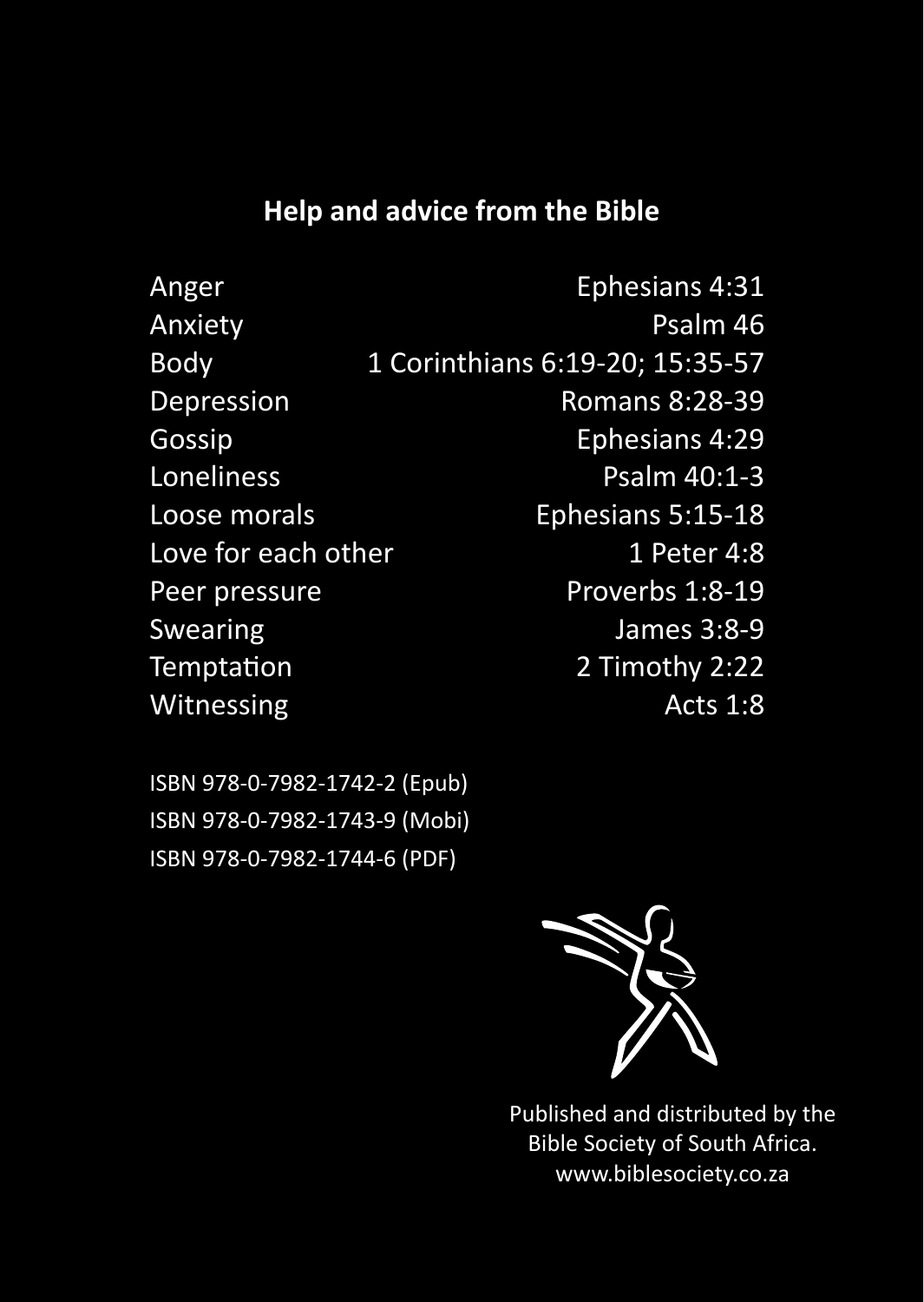## Help and advice from the Bible

| | |
|---|---|
| Anger | Ephesians 4:31 |
| Anxiety | Psalm 46 |
| Body | 1 Corinthians 6:19-20; 15:35-57 |
| Depression | Romans 8:28-39 |
| Gossip | Ephesians 4:29 |
| Loneliness | Psalm 40:1-3 |
| Loose morals | Ephesians 5:15-18 |
| Love for each other | 1 Peter 4:8 |
| Peer pressure | Proverbs 1:8-19 |
| Swearing | James 3:8-9 |
| Temptation | 2 Timothy 2:22 |
| Witnessing | Acts 1:8 |

ISBN 978-0-7982-1742-2 (Epub)
ISBN 978-0-7982-1743-9 (Mobi)
ISBN 978-0-7982-1744-6 (PDF)

Published and distributed by the
Bible Society of South Africa.
www.biblesociety.co.za